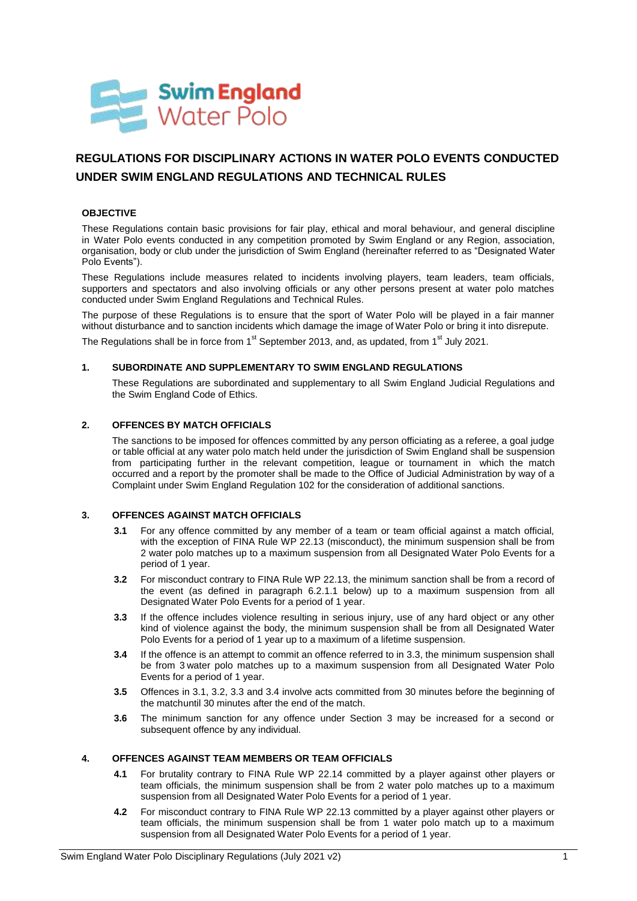# REGULATIONS FOR DISCIPLINARY ACTIONS IN WATER POLO EVENTS CONDUCTED UNDER SWIM ENGLAND REGULATIONS AND TECHNICAL RULES

## OBJECTIVE

These Regulations contain basic provisions for fair play, ethical and moral behaviour, and general discipline in Water Polo events conducted in any competition promoted by Swim England or any Region, association, organisation, body or club under the jurisdiction of Swim England (hereinafter referred to as "Designated Water Polo Events").

These Regulations include measures related to incidents involving players, team leaders, team officials, supporters and spectators and also involving officials or any other persons present at water polo matches conducted under Swim England Regulations and Technical Rules.

The purpose of these Regulations is to ensure that the sport of Water Polo will be played in a fair manner without disturbance and to sanction incidents which damage the image of Water Polo or bring it into disrepute.

The Regulations shall be in force from 1st September 2013, and, as updated, from 1st July 2021.

## 1. SUBORDINATE AND SUPPLEMENTARY TO SWIM ENGLAND REGULATIONS

These Regulations are subordinated and supplementary to all Swim England Judicial Regulations and the Swim England Code of Ethics.

## 2. OFFENCES BY MATCH OFFICIALS

The sanctions to be imposed for offences committed by any person officiating as a referee, a goal judge or table official at any water polo match held under the jurisdiction of Swim England shall be suspension from participating further in the relevant competition, league or tournament in which the match occurred and a report by the promoter shall be made to the Office of Judicial Administration by way of a Complaint under Swim England Regulation 102 for the consideration of additional sanctions.

## 3. OFFENCES AGAINST MATCH OFFICIALS

**3.1** For any offence committed by any member of a team or team official against a match official, with the exception of FINA Rule WP 22.13 (misconduct), the minimum suspension shall be from 2 water polo matches up to a maximum suspension from all Designated Water Polo Events for a period of 1 year.

**3.2** For misconduct contrary to FINA Rule WP 22.13, the minimum sanction shall be from a record of the event (as defined in paragraph 6.2.1.1 below) up to a maximum suspension from all Designated Water Polo Events for a period of 1 year.

**3.3** If the offence includes violence resulting in serious injury, use of any hard object or any other kind of violence against the body, the minimum suspension shall be from all Designated Water Polo Events for a period of 1 year up to a maximum of a lifetime suspension.

**3.4** If the offence is an attempt to commit an offence referred to in 3.3, the minimum suspension shall be from 3 water polo matches up to a maximum suspension from all Designated Water Polo Events for a period of 1 year.

**3.5** Offences in 3.1, 3.2, 3.3 and 3.4 involve acts committed from 30 minutes before the beginning of the matchuntil 30 minutes after the end of the match.

**3.6** The minimum sanction for any offence under Section 3 may be increased for a second or subsequent offence by any individual.

## 4. OFFENCES AGAINST TEAM MEMBERS OR TEAM OFFICIALS

**4.1** For brutality contrary to FINA Rule WP 22.14 committed by a player against other players or team officials, the minimum suspension shall be from 2 water polo matches up to a maximum suspension from all Designated Water Polo Events for a period of 1 year.

**4.2** For misconduct contrary to FINA Rule WP 22.13 committed by a player against other players or team officials, the minimum suspension shall be from 1 water polo match up to a maximum suspension from all Designated Water Polo Events for a period of 1 year.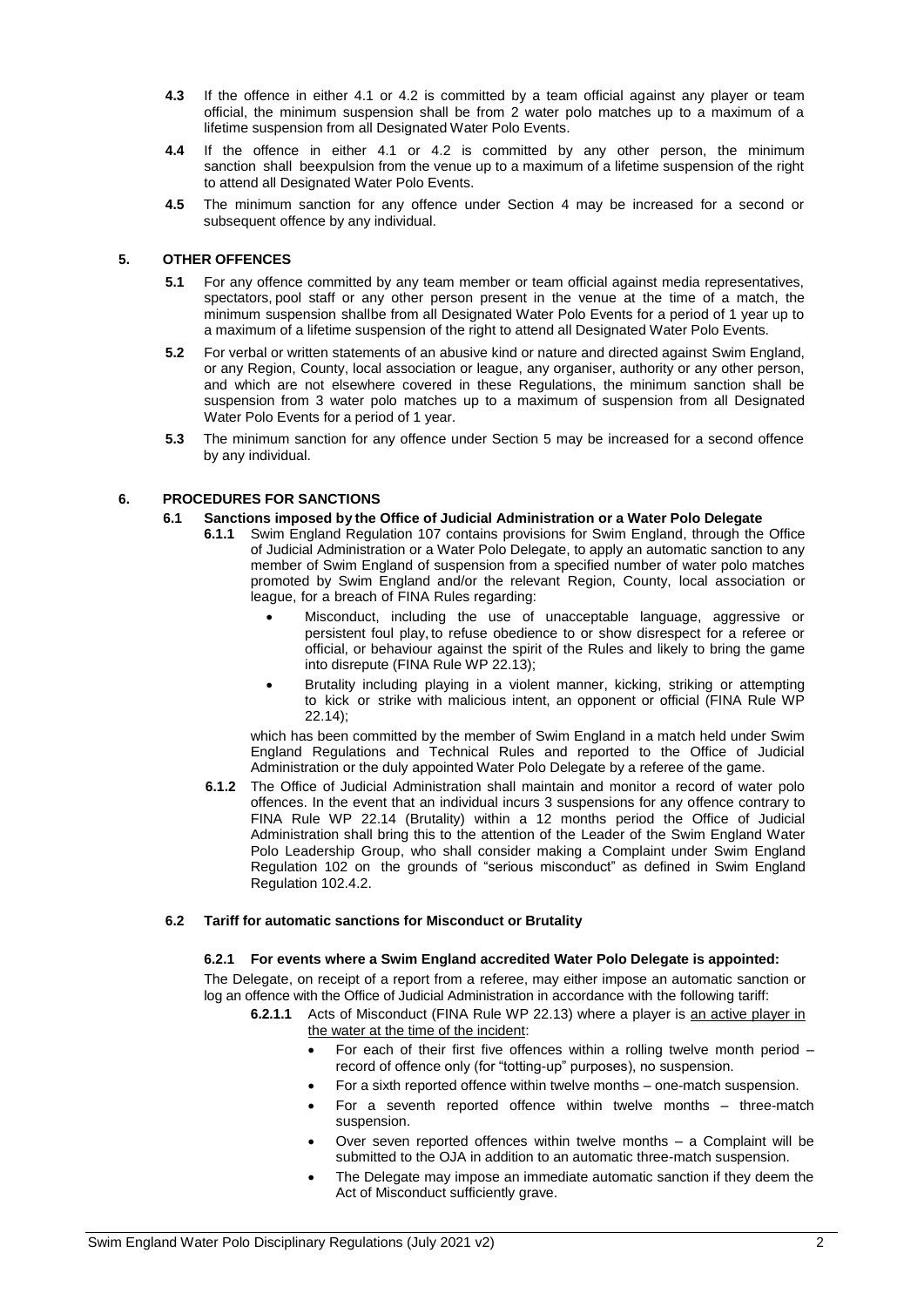**4.3** If the offence in either 4.1 or 4.2 is committed by a team official against any player or team official, the minimum suspension shall be from 2 water polo matches up to a maximum of a lifetime suspension from all Designated Water Polo Events.

**4.4** If the offence in either 4.1 or 4.2 is committed by any other person, the minimum sanction shall beexpulsion from the venue up to a maximum of a lifetime suspension of the right to attend all Designated Water Polo Events.

**4.5** The minimum sanction for any offence under Section 4 may be increased for a second or subsequent offence by any individual.

## 5. OTHER OFFENCES

**5.1** For any offence committed by any team member or team official against media representatives, spectators, pool staff or any other person present in the venue at the time of a match, the minimum suspension shallbe from all Designated Water Polo Events for a period of 1 year up to a maximum of a lifetime suspension of the right to attend all Designated Water Polo Events.

**5.2** For verbal or written statements of an abusive kind or nature and directed against Swim England, or any Region, County, local association or league, any organiser, authority or any other person, and which are not elsewhere covered in these Regulations, the minimum sanction shall be suspension from 3 water polo matches up to a maximum of suspension from all Designated Water Polo Events for a period of 1 year.

**5.3** The minimum sanction for any offence under Section 5 may be increased for a second offence by any individual.

## 6. PROCEDURES FOR SANCTIONS

### 6.1 Sanctions imposed by the Office of Judicial Administration or a Water Polo Delegate

**6.1.1** Swim England Regulation 107 contains provisions for Swim England, through the Office of Judicial Administration or a Water Polo Delegate, to apply an automatic sanction to any member of Swim England of suspension from a specified number of water polo matches promoted by Swim England and/or the relevant Region, County, local association or league, for a breach of FINA Rules regarding:

- Misconduct, including the use of unacceptable language, aggressive or persistent foul play, to refuse obedience to or show disrespect for a referee or official, or behaviour against the spirit of the Rules and likely to bring the game into disrepute (FINA Rule WP 22.13);
- Brutality including playing in a violent manner, kicking, striking or attempting to kick or strike with malicious intent, an opponent or official (FINA Rule WP 22.14);

which has been committed by the member of Swim England in a match held under Swim England Regulations and Technical Rules and reported to the Office of Judicial Administration or the duly appointed Water Polo Delegate by a referee of the game.

**6.1.2** The Office of Judicial Administration shall maintain and monitor a record of water polo offences. In the event that an individual incurs 3 suspensions for any offence contrary to FINA Rule WP 22.14 (Brutality) within a 12 months period the Office of Judicial Administration shall bring this to the attention of the Leader of the Swim England Water Polo Leadership Group, who shall consider making a Complaint under Swim England Regulation 102 on the grounds of "serious misconduct" as defined in Swim England Regulation 102.4.2.

### 6.2 Tariff for automatic sanctions for Misconduct or Brutality

#### 6.2.1 For events where a Swim England accredited Water Polo Delegate is appointed:

The Delegate, on receipt of a report from a referee, may either impose an automatic sanction or log an offence with the Office of Judicial Administration in accordance with the following tariff:

**6.2.1.1** Acts of Misconduct (FINA Rule WP 22.13) where a player is an active player in the water at the time of the incident:

- For each of their first five offences within a rolling twelve month period – record of offence only (for "totting-up" purposes), no suspension.
- For a sixth reported offence within twelve months – one-match suspension.
- For a seventh reported offence within twelve months – three-match suspension.
- Over seven reported offences within twelve months – a Complaint will be submitted to the OJA in addition to an automatic three-match suspension.
- The Delegate may impose an immediate automatic sanction if they deem the Act of Misconduct sufficiently grave.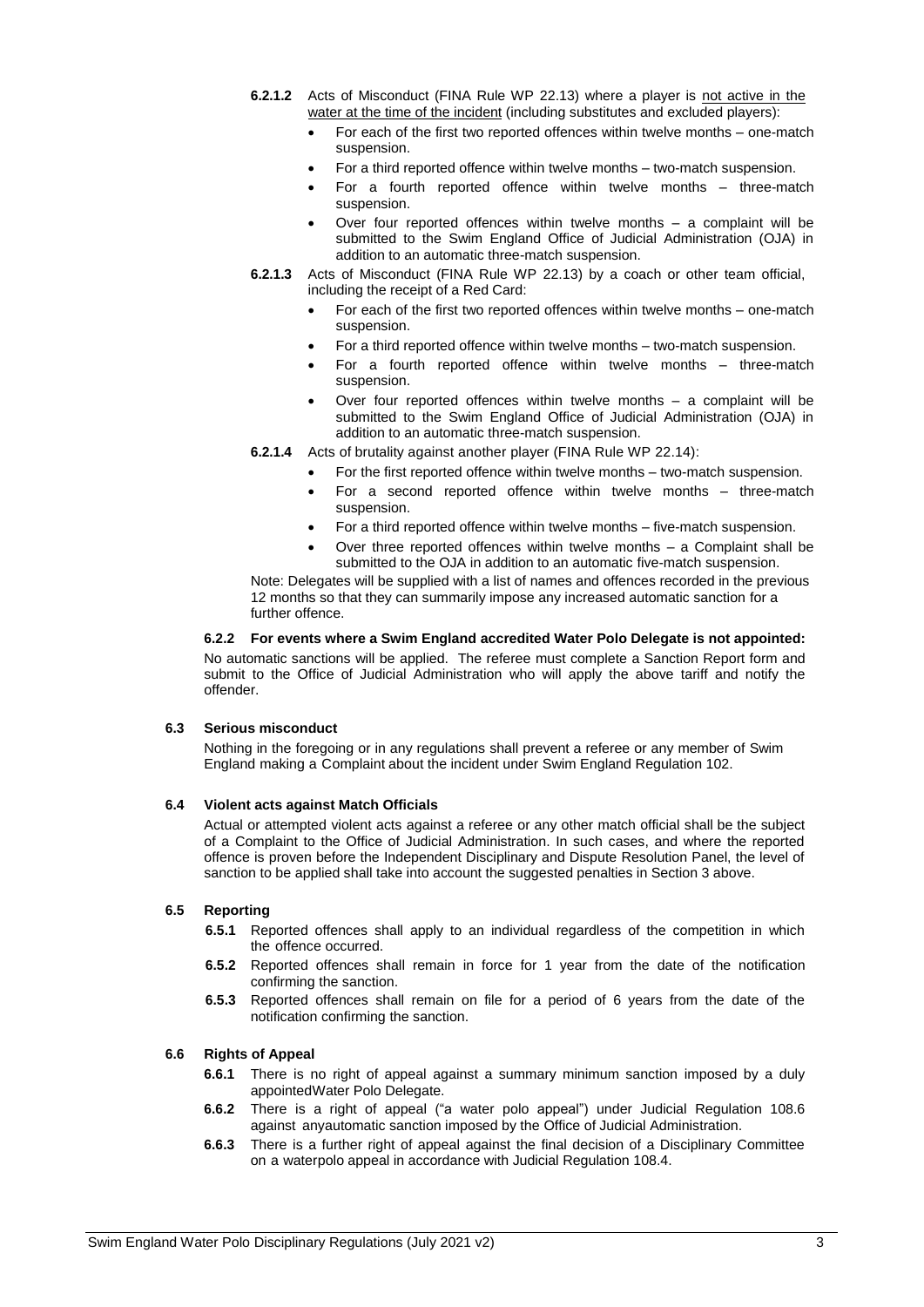**6.2.1.2** Acts of Misconduct (FINA Rule WP 22.13) where a player is <u>not active in the water at the time of the incident</u> (including substitutes and excluded players):

- For each of the first two reported offences within twelve months – one-match suspension.
- For a third reported offence within twelve months – two-match suspension.
- For a fourth reported offence within twelve months – three-match suspension.
- Over four reported offences within twelve months – a complaint will be submitted to the Swim England Office of Judicial Administration (OJA) in addition to an automatic three-match suspension.

**6.2.1.3** Acts of Misconduct (FINA Rule WP 22.13) by a coach or other team official, including the receipt of a Red Card:

- For each of the first two reported offences within twelve months – one-match suspension.
- For a third reported offence within twelve months – two-match suspension.
- For a fourth reported offence within twelve months – three-match suspension.
- Over four reported offences within twelve months – a complaint will be submitted to the Swim England Office of Judicial Administration (OJA) in addition to an automatic three-match suspension.

**6.2.1.4** Acts of brutality against another player (FINA Rule WP 22.14):

- For the first reported offence within twelve months – two-match suspension.
- For a second reported offence within twelve months – three-match suspension.
- For a third reported offence within twelve months – five-match suspension.
- Over three reported offences within twelve months – a Complaint shall be submitted to the OJA in addition to an automatic five-match suspension.

Note: Delegates will be supplied with a list of names and offences recorded in the previous 12 months so that they can summarily impose any increased automatic sanction for a further offence.

**6.2.2 For events where a Swim England accredited Water Polo Delegate is not appointed:**

No automatic sanctions will be applied. The referee must complete a Sanction Report form and submit to the Office of Judicial Administration who will apply the above tariff and notify the offender.

### 6.3 Serious misconduct

Nothing in the foregoing or in any regulations shall prevent a referee or any member of Swim England making a Complaint about the incident under Swim England Regulation 102.

### 6.4 Violent acts against Match Officials

Actual or attempted violent acts against a referee or any other match official shall be the subject of a Complaint to the Office of Judicial Administration. In such cases, and where the reported offence is proven before the Independent Disciplinary and Dispute Resolution Panel, the level of sanction to be applied shall take into account the suggested penalties in Section 3 above.

### 6.5 Reporting

**6.5.1** Reported offences shall apply to an individual regardless of the competition in which the offence occurred.

**6.5.2** Reported offences shall remain in force for 1 year from the date of the notification confirming the sanction.

**6.5.3** Reported offences shall remain on file for a period of 6 years from the date of the notification confirming the sanction.

### 6.6 Rights of Appeal

**6.6.1** There is no right of appeal against a summary minimum sanction imposed by a duly appointedWater Polo Delegate.

**6.6.2** There is a right of appeal ("a water polo appeal") under Judicial Regulation 108.6 against anyautomatic sanction imposed by the Office of Judicial Administration.

**6.6.3** There is a further right of appeal against the final decision of a Disciplinary Committee on a waterpolo appeal in accordance with Judicial Regulation 108.4.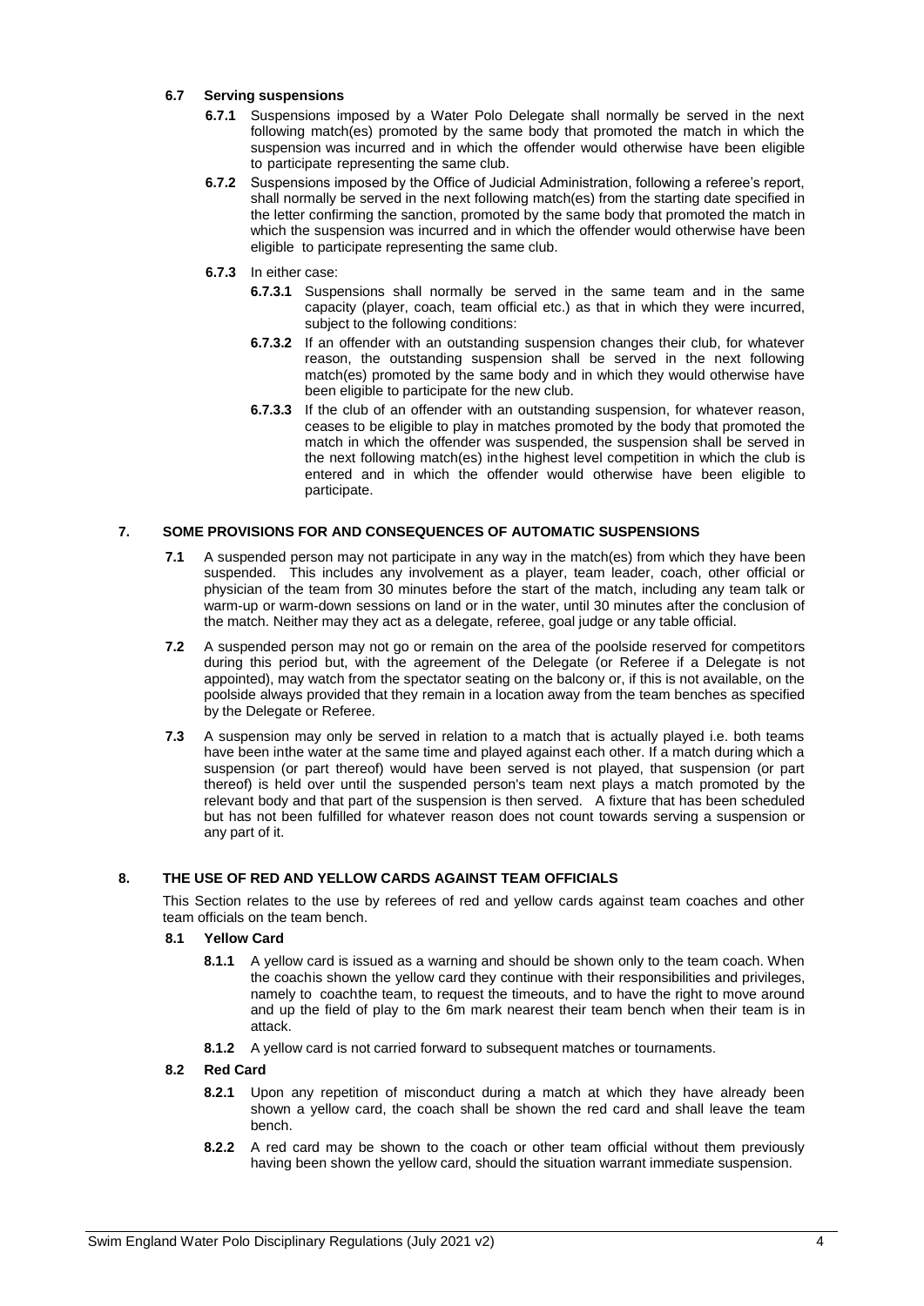### 6.7 Serving suspensions

**6.7.1** Suspensions imposed by a Water Polo Delegate shall normally be served in the next following match(es) promoted by the same body that promoted the match in which the suspension was incurred and in which the offender would otherwise have been eligible to participate representing the same club.

**6.7.2** Suspensions imposed by the Office of Judicial Administration, following a referee's report, shall normally be served in the next following match(es) from the starting date specified in the letter confirming the sanction, promoted by the same body that promoted the match in which the suspension was incurred and in which the offender would otherwise have been eligible to participate representing the same club.

**6.7.3** In either case:

**6.7.3.1** Suspensions shall normally be served in the same team and in the same capacity (player, coach, team official etc.) as that in which they were incurred, subject to the following conditions:

**6.7.3.2** If an offender with an outstanding suspension changes their club, for whatever reason, the outstanding suspension shall be served in the next following match(es) promoted by the same body and in which they would otherwise have been eligible to participate for the new club.

**6.7.3.3** If the club of an offender with an outstanding suspension, for whatever reason, ceases to be eligible to play in matches promoted by the body that promoted the match in which the offender was suspended, the suspension shall be served in the next following match(es) inthe highest level competition in which the club is entered and in which the offender would otherwise have been eligible to participate.

## 7. SOME PROVISIONS FOR AND CONSEQUENCES OF AUTOMATIC SUSPENSIONS

**7.1** A suspended person may not participate in any way in the match(es) from which they have been suspended. This includes any involvement as a player, team leader, coach, other official or physician of the team from 30 minutes before the start of the match, including any team talk or warm-up or warm-down sessions on land or in the water, until 30 minutes after the conclusion of the match. Neither may they act as a delegate, referee, goal judge or any table official.

**7.2** A suspended person may not go or remain on the area of the poolside reserved for competitors during this period but, with the agreement of the Delegate (or Referee if a Delegate is not appointed), may watch from the spectator seating on the balcony or, if this is not available, on the poolside always provided that they remain in a location away from the team benches as specified by the Delegate or Referee.

**7.3** A suspension may only be served in relation to a match that is actually played i.e. both teams have been inthe water at the same time and played against each other. If a match during which a suspension (or part thereof) would have been served is not played, that suspension (or part thereof) is held over until the suspended person's team next plays a match promoted by the relevant body and that part of the suspension is then served. A fixture that has been scheduled but has not been fulfilled for whatever reason does not count towards serving a suspension or any part of it.

## 8. THE USE OF RED AND YELLOW CARDS AGAINST TEAM OFFICIALS

This Section relates to the use by referees of red and yellow cards against team coaches and other team officials on the team bench.

### 8.1 Yellow Card

**8.1.1** A yellow card is issued as a warning and should be shown only to the team coach. When the coachis shown the yellow card they continue with their responsibilities and privileges, namely to coachthe team, to request the timeouts, and to have the right to move around and up the field of play to the 6m mark nearest their team bench when their team is in attack.

**8.1.2** A yellow card is not carried forward to subsequent matches or tournaments.

### 8.2 Red Card

**8.2.1** Upon any repetition of misconduct during a match at which they have already been shown a yellow card, the coach shall be shown the red card and shall leave the team bench.

**8.2.2** A red card may be shown to the coach or other team official without them previously having been shown the yellow card, should the situation warrant immediate suspension.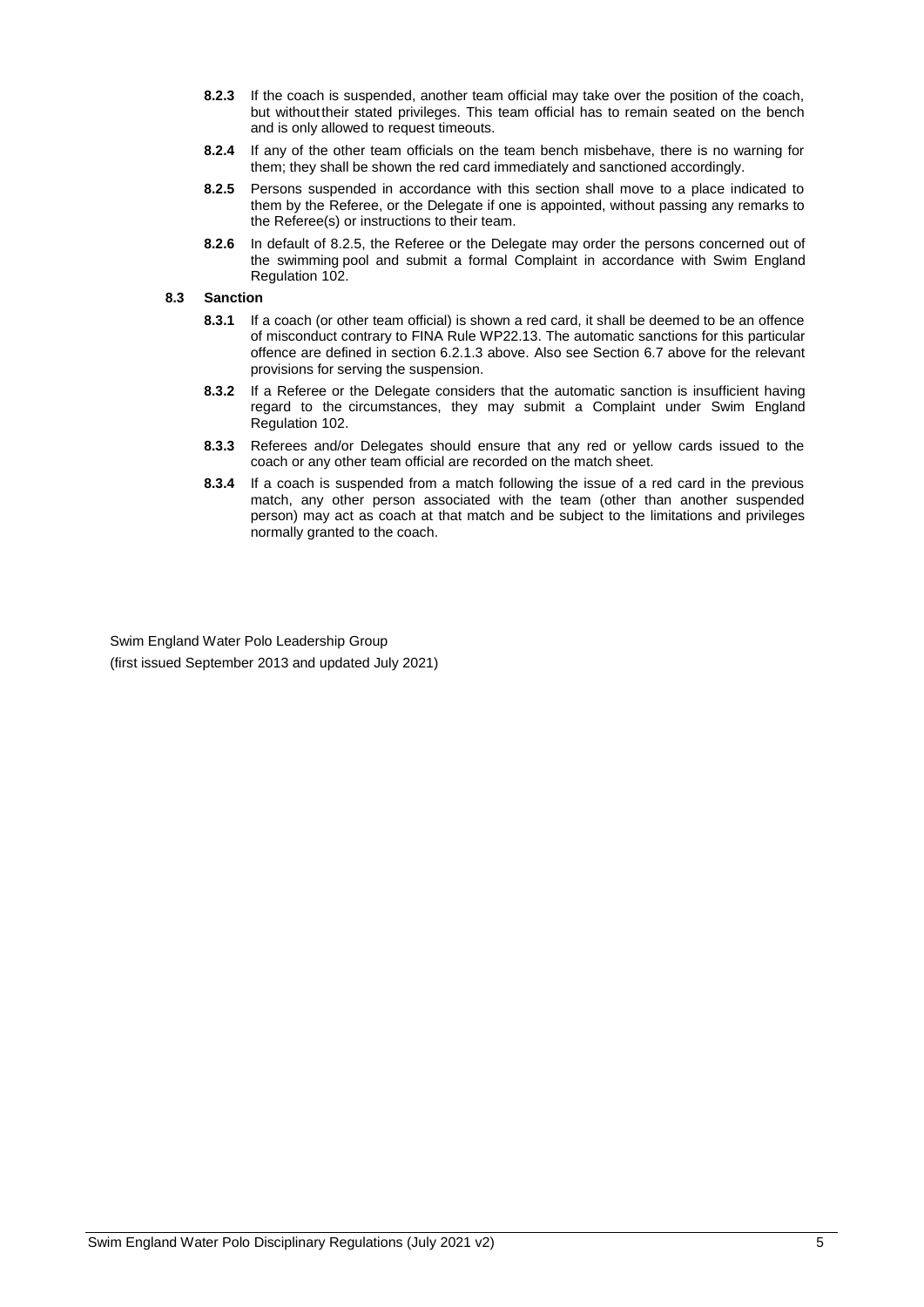**8.2.3** If the coach is suspended, another team official may take over the position of the coach, but without their stated privileges. This team official has to remain seated on the bench and is only allowed to request timeouts.

**8.2.4** If any of the other team officials on the team bench misbehave, there is no warning for them; they shall be shown the red card immediately and sanctioned accordingly.

**8.2.5** Persons suspended in accordance with this section shall move to a place indicated to them by the Referee, or the Delegate if one is appointed, without passing any remarks to the Referee(s) or instructions to their team.

**8.2.6** In default of 8.2.5, the Referee or the Delegate may order the persons concerned out of the swimming pool and submit a formal Complaint in accordance with Swim England Regulation 102.

**8.3 Sanction**

**8.3.1** If a coach (or other team official) is shown a red card, it shall be deemed to be an offence of misconduct contrary to FINA Rule WP22.13. The automatic sanctions for this particular offence are defined in section 6.2.1.3 above. Also see Section 6.7 above for the relevant provisions for serving the suspension.

**8.3.2** If a Referee or the Delegate considers that the automatic sanction is insufficient having regard to the circumstances, they may submit a Complaint under Swim England Regulation 102.

**8.3.3** Referees and/or Delegates should ensure that any red or yellow cards issued to the coach or any other team official are recorded on the match sheet.

**8.3.4** If a coach is suspended from a match following the issue of a red card in the previous match, any other person associated with the team (other than another suspended person) may act as coach at that match and be subject to the limitations and privileges normally granted to the coach.

Swim England Water Polo Leadership Group
(first issued September 2013 and updated July 2021)